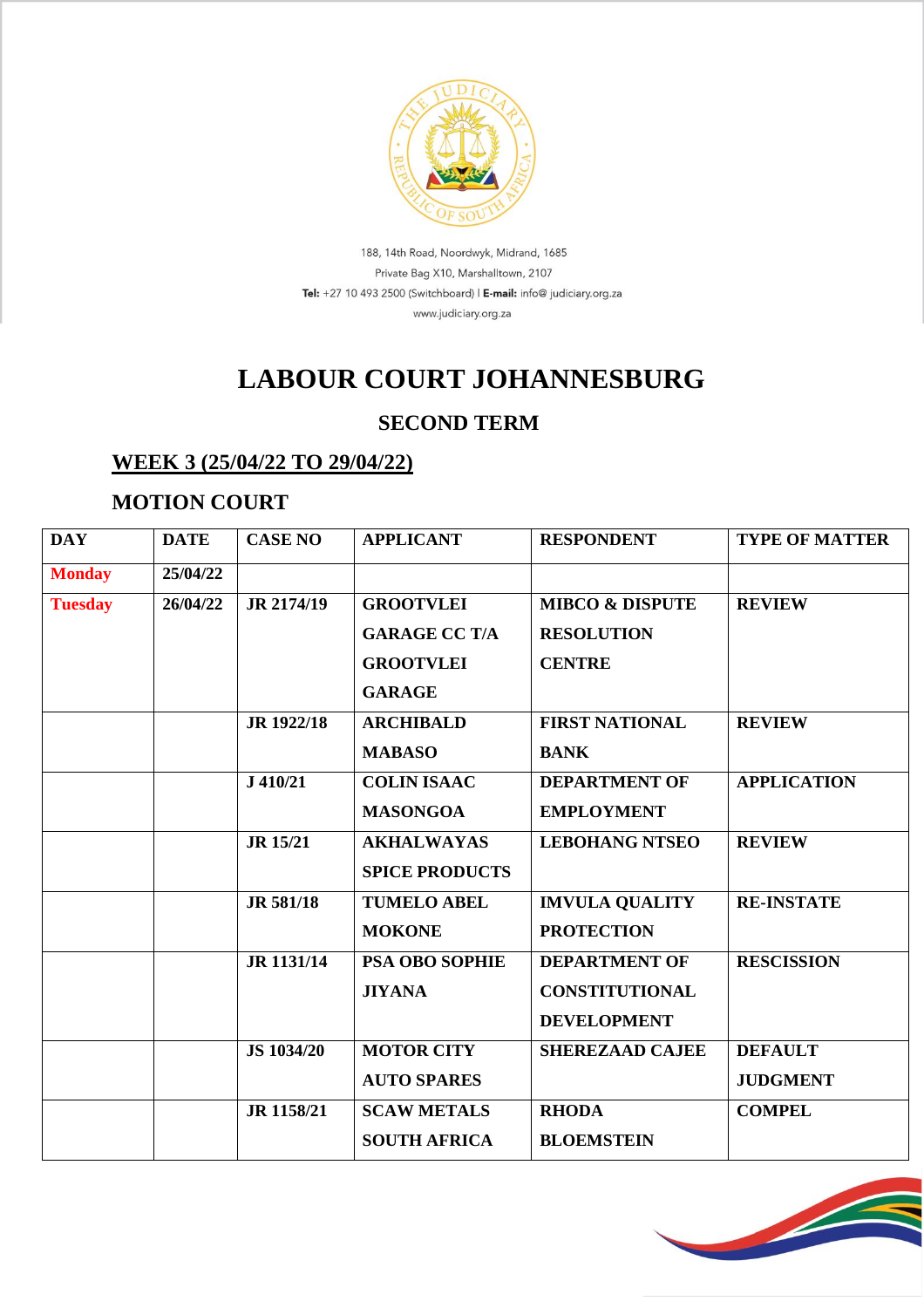188, 14th Road, Noordwyk, Midrand, 1685
Private Bag X10, Marshalltown, 2107
**Tel:** +27 10 493 2500 (Switchboard) I **E-mail:** info@ judiciary.org.za
www.judiciary.org.za

# LABOUR COURT JOHANNESBURG

## SECOND TERM

### WEEK 3 (25/04/22 TO 29/04/22)

### MOTION COURT

| DAY | DATE | CASE NO | APPLICANT | RESPONDENT | TYPE OF MATTER |
|---|---|---|---|---|---|
| Monday | 25/04/22 | | | | |
| Tuesday | 26/04/22 | JR 2174/19 | GROOTVLEI GARAGE CC T/A GROOTVLEI GARAGE | MIBCO & DISPUTE RESOLUTION CENTRE | REVIEW |
| | | JR 1922/18 | ARCHIBALD MABASO | FIRST NATIONAL BANK | REVIEW |
| | | J 410/21 | COLIN ISAAC MASONGOA | DEPARTMENT OF EMPLOYMENT | APPLICATION |
| | | JR 15/21 | AKHALWAYAS SPICE PRODUCTS | LEBOHANG NTSEO | REVIEW |
| | | JR 581/18 | TUMELO ABEL MOKONE | IMVULA QUALITY PROTECTION | RE-INSTATE |
| | | JR 1131/14 | PSA OBO SOPHIE JIYANA | DEPARTMENT OF CONSTITUTIONAL DEVELOPMENT | RESCISSION |
| | | JS 1034/20 | MOTOR CITY AUTO SPARES | SHEREZAAD CAJEE | DEFAULT JUDGMENT |
| | | JR 1158/21 | SCAW METALS SOUTH AFRICA | RHODA BLOEMSTEIN | COMPEL |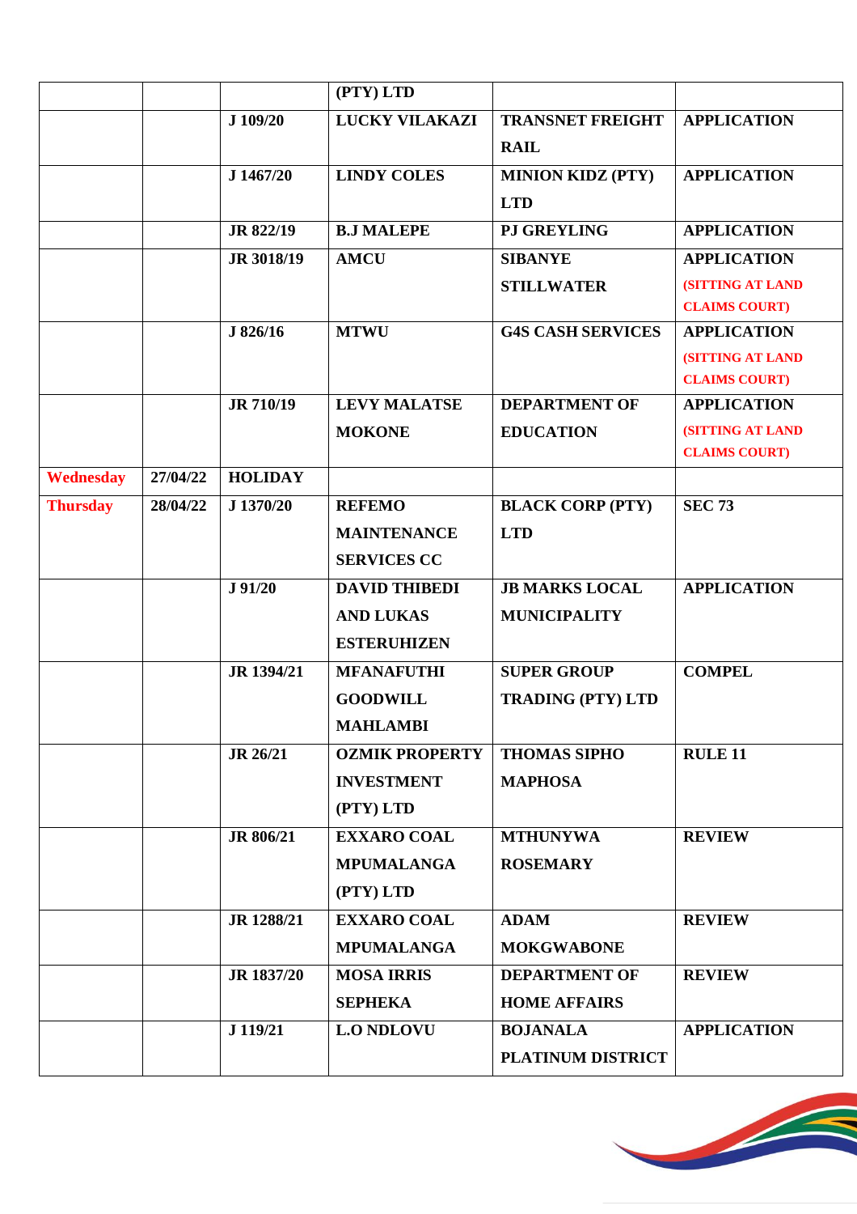| | | | (PTY) LTD | | |
|---|---|---|---|---|---|
| | | J 109/20 | LUCKY VILAKAZI | TRANSNET FREIGHT RAIL | APPLICATION |
| | | J 1467/20 | LINDY COLES | MINION KIDZ (PTY) LTD | APPLICATION |
| | | JR 822/19 | B.J MALEPE | PJ GREYLING | APPLICATION |
| | | JR 3018/19 | AMCU | SIBANYE STILLWATER | APPLICATION (SITTING AT LAND CLAIMS COURT) |
| | | J 826/16 | MTWU | G4S CASH SERVICES | APPLICATION (SITTING AT LAND CLAIMS COURT) |
| | | JR 710/19 | LEVY MALATSE MOKONE | DEPARTMENT OF EDUCATION | APPLICATION (SITTING AT LAND CLAIMS COURT) |
| Wednesday | 27/04/22 | HOLIDAY | | | |
| Thursday | 28/04/22 | J 1370/20 | REFEMO MAINTENANCE SERVICES CC | BLACK CORP (PTY) LTD | SEC 73 |
| | | J 91/20 | DAVID THIBEDI AND LUKAS ESTERUHIZEN | JB MARKS LOCAL MUNICIPALITY | APPLICATION |
| | | JR 1394/21 | MFANAFUTHI GOODWILL MAHLAMBI | SUPER GROUP TRADING (PTY) LTD | COMPEL |
| | | JR 26/21 | OZMIK PROPERTY INVESTMENT (PTY) LTD | THOMAS SIPHO MAPHOSA | RULE 11 |
| | | JR 806/21 | EXXARO COAL MPUMALANGA (PTY) LTD | MTHUNYWA ROSEMARY | REVIEW |
| | | JR 1288/21 | EXXARO COAL MPUMALANGA | ADAM MOKGWABONE | REVIEW |
| | | JR 1837/20 | MOSA IRRIS SEPHEKA | DEPARTMENT OF HOME AFFAIRS | REVIEW |
| | | J 119/21 | L.O NDLOVU | BOJANALA PLATINUM DISTRICT | APPLICATION |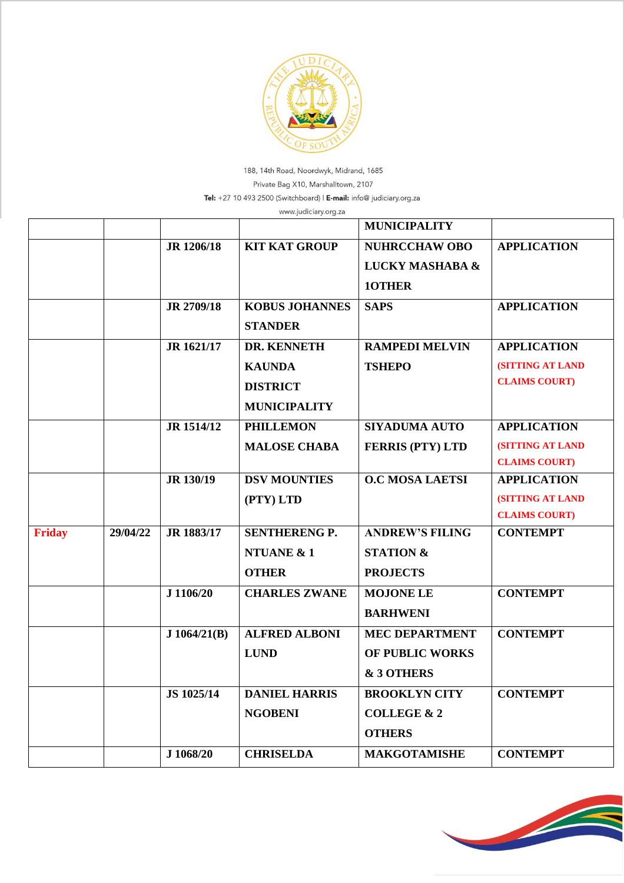188, 14th Road, Noordwyk, Midrand, 1685
Private Bag X10, Marshalltown, 2107
**Tel:** +27 10 493 2500 (Switchboard) I **E-mail:** info@ judiciary.org.za
www.judiciary.org.za

| | | | | | |
|---|---|---|---|---|---|
| | | | | **MUNICIPALITY** | |
| | | **JR 1206/18** | **KIT KAT GROUP** | **NUHRCCHAW OBO LUCKY MASHABA & 1OTHER** | **APPLICATION** |
| | | **JR 2709/18** | **KOBUS JOHANNES STANDER** | **SAPS** | **APPLICATION** |
| | | **JR 1621/17** | **DR. KENNETH KAUNDA DISTRICT MUNICIPALITY** | **RAMPEDI MELVIN TSHEPO** | **APPLICATION (SITTING AT LAND CLAIMS COURT)** |
| | | **JR 1514/12** | **PHILLEMON MALOSE CHABA** | **SIYADUMA AUTO FERRIS (PTY) LTD** | **APPLICATION (SITTING AT LAND CLAIMS COURT)** |
| | | **JR 130/19** | **DSV MOUNTIES (PTY) LTD** | **O.C MOSA LAETSI** | **APPLICATION (SITTING AT LAND CLAIMS COURT)** |
| **Friday** | **29/04/22** | **JR 1883/17** | **SENTHERENG P. NTUANE & 1 OTHER** | **ANDREW'S FILING STATION & PROJECTS** | **CONTEMPT** |
| | | **J 1106/20** | **CHARLES ZWANE** | **MOJONE LE BARHWENI** | **CONTEMPT** |
| | | **J 1064/21(B)** | **ALFRED ALBONI LUND** | **MEC DEPARTMENT OF PUBLIC WORKS & 3 OTHERS** | **CONTEMPT** |
| | | **JS 1025/14** | **DANIEL HARRIS NGOBENI** | **BROOKLYN CITY COLLEGE & 2 OTHERS** | **CONTEMPT** |
| | | **J 1068/20** | **CHRISELDA** | **MAKGOTAMISHE** | **CONTEMPT** |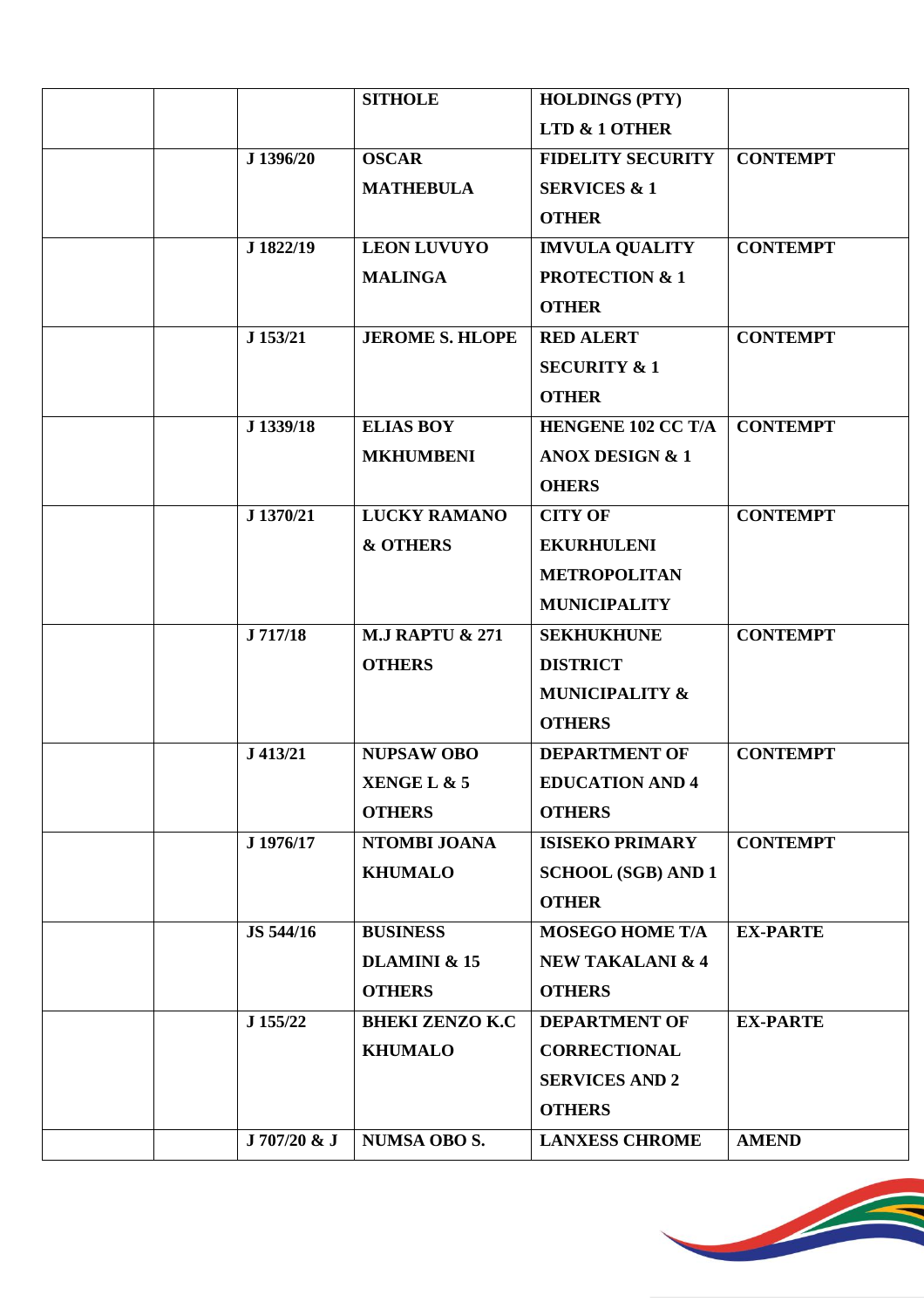|  |  |  | SITHOLE | HOLDINGS (PTY) LTD & 1 OTHER |  |
|---|---|---|---|---|---|
|  |  | J 1396/20 | OSCAR MATHEBULA | FIDELITY SECURITY SERVICES & 1 OTHER | CONTEMPT |
|  |  | J 1822/19 | LEON LUVUYO MALINGA | IMVULA QUALITY PROTECTION & 1 OTHER | CONTEMPT |
|  |  | J 153/21 | JEROME S. HLOPE | RED ALERT SECURITY & 1 OTHER | CONTEMPT |
|  |  | J 1339/18 | ELIAS BOY MKHUMBENI | HENGENE 102 CC T/A ANOX DESIGN & 1 OHERS | CONTEMPT |
|  |  | J 1370/21 | LUCKY RAMANO & OTHERS | CITY OF EKURHULENI METROPOLITAN MUNICIPALITY | CONTEMPT |
|  |  | J 717/18 | M.J RAPTU & 271 OTHERS | SEKHUKHUNE DISTRICT MUNICIPALITY & OTHERS | CONTEMPT |
|  |  | J 413/21 | NUPSAW OBO XENGE L & 5 OTHERS | DEPARTMENT OF EDUCATION AND 4 OTHERS | CONTEMPT |
|  |  | J 1976/17 | NTOMBI JOANA KHUMALO | ISISEKO PRIMARY SCHOOL (SGB) AND 1 OTHER | CONTEMPT |
|  |  | JS 544/16 | BUSINESS DLAMINI & 15 OTHERS | MOSEGO HOME T/A NEW TAKALANI & 4 OTHERS | EX-PARTE |
|  |  | J 155/22 | BHEKI ZENZO K.C KHUMALO | DEPARTMENT OF CORRECTIONAL SERVICES AND 2 OTHERS | EX-PARTE |
|  |  | J 707/20 & J | NUMSA OBO S. | LANXESS CHROME | AMEND |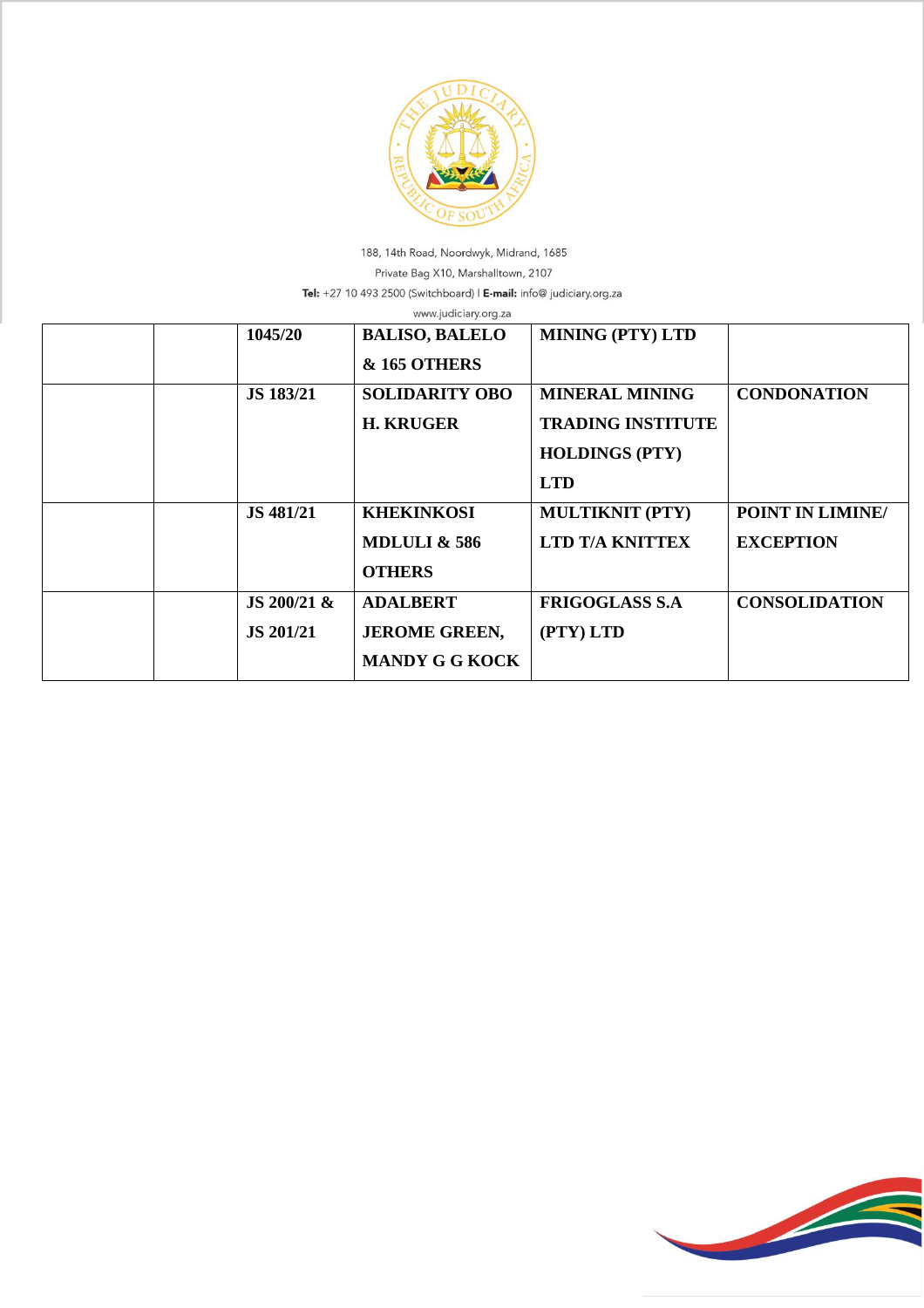|  |  | 1045/20 | BALISO, BALELO & 165 OTHERS | MINING (PTY) LTD |  |
| --- | --- | --- | --- | --- | --- |
|  |  | JS 183/21 | SOLIDARITY OBO H. KRUGER | MINERAL MINING TRADING INSTITUTE HOLDINGS (PTY) LTD | CONDONATION |
|  |  | JS 481/21 | KHEKINKOSI MDLULI & 586 OTHERS | MULTIKNIT (PTY) LTD T/A KNITTEX | POINT IN LIMINE/ EXCEPTION |
|  |  | JS 200/21 & JS 201/21 | ADALBERT JEROME GREEN, MANDY G G KOCK | FRIGOGLASS S.A (PTY) LTD | CONSOLIDATION |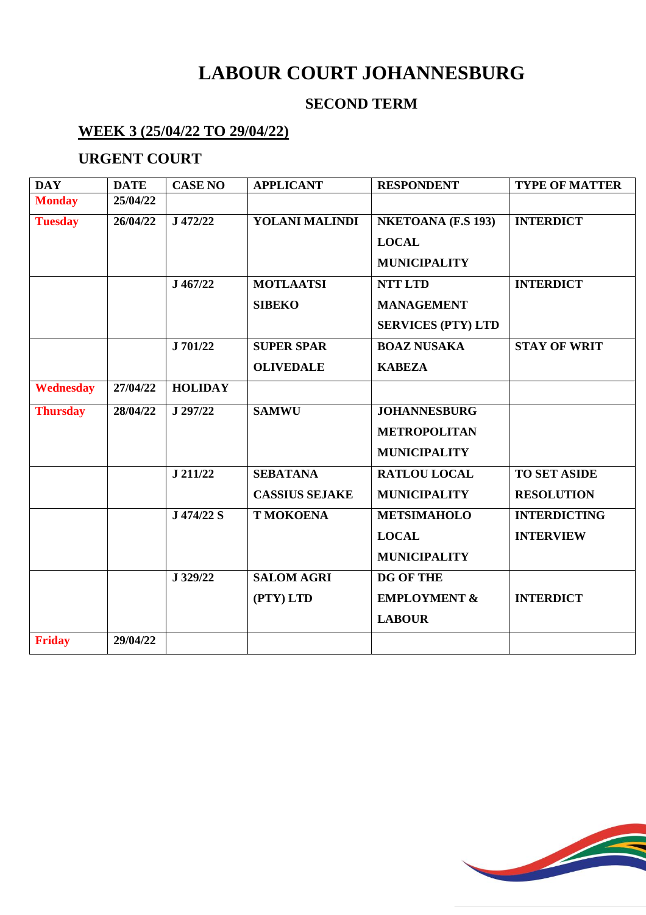# LABOUR COURT JOHANNESBURG

## SECOND TERM

### WEEK 3 (25/04/22 TO 29/04/22)

### URGENT COURT

| DAY | DATE | CASE NO | APPLICANT | RESPONDENT | TYPE OF MATTER |
|---|---|---|---|---|---|
| Monday | 25/04/22 | | | | |
| Tuesday | 26/04/22 | J 472/22 | YOLANI MALINDI | NKETOANA (F.S 193) LOCAL MUNICIPALITY | INTERDICT |
| | | J 467/22 | MOTLAATSI SIBEKO | NTT LTD MANAGEMENT SERVICES (PTY) LTD | INTERDICT |
| | | J 701/22 | SUPER SPAR OLIVEDALE | BOAZ NUSAKA KABEZA | STAY OF WRIT |
| Wednesday | 27/04/22 | HOLIDAY | | | |
| Thursday | 28/04/22 | J 297/22 | SAMWU | JOHANNESBURG METROPOLITAN MUNICIPALITY | |
| | | J 211/22 | SEBATANA CASSIUS SEJAKE | RATLOU LOCAL MUNICIPALITY | TO SET ASIDE RESOLUTION |
| | | J 474/22 S | T MOKOENA | METSIMAHOLO LOCAL MUNICIPALITY | INTERDICTING INTERVIEW |
| | | J 329/22 | SALOM AGRI (PTY) LTD | DG OF THE EMPLOYMENT & LABOUR | INTERDICT |
| Friday | 29/04/22 | | | | |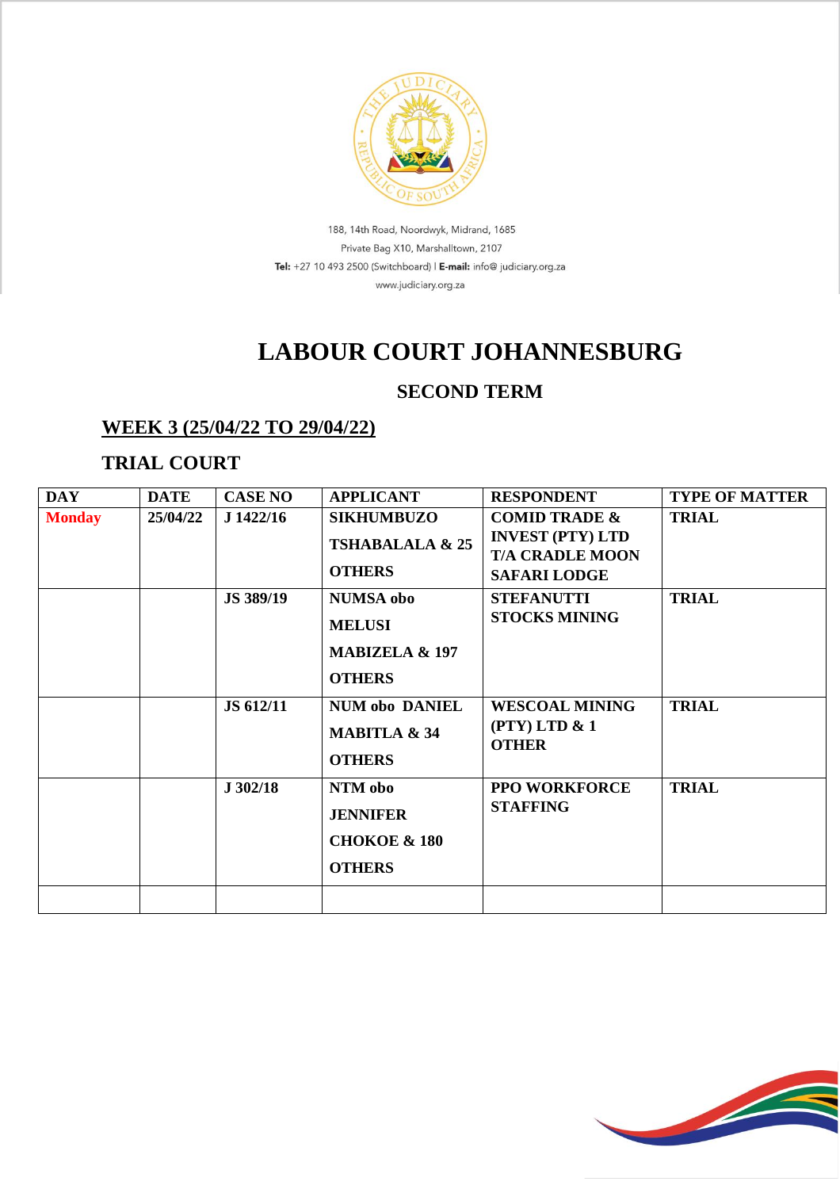188, 14th Road, Noordwyk, Midrand, 1685
Private Bag X10, Marshalltown, 2107
**Tel:** +27 10 493 2500 (Switchboard) I **E-mail:** info@ judiciary.org.za
www.judiciary.org.za

# LABOUR COURT JOHANNESBURG

## SECOND TERM

### WEEK 3 (25/04/22 TO 29/04/22)

### TRIAL COURT

| DAY | DATE | CASE NO | APPLICANT | RESPONDENT | TYPE OF MATTER |
|---|---|---|---|---|---|
| **Monday** | **25/04/22** | **J 1422/16** | **SIKHUMBUZO TSHABALALA & 25 OTHERS** | **COMID TRADE & INVEST (PTY) LTD T/A CRADLE MOON SAFARI LODGE** | **TRIAL** |
| | | **JS 389/19** | **NUMSA obo MELUSI MABIZELA & 197 OTHERS** | **STEFANUTTI STOCKS MINING** | **TRIAL** |
| | | **JS 612/11** | **NUM obo DANIEL MABITLA & 34 OTHERS** | **WESCOAL MINING (PTY) LTD & 1 OTHER** | **TRIAL** |
| | | **J 302/18** | **NTM obo JENNIFER CHOKOE & 180 OTHERS** | **PPO WORKFORCE STAFFING** | **TRIAL** |
| | | | | | |